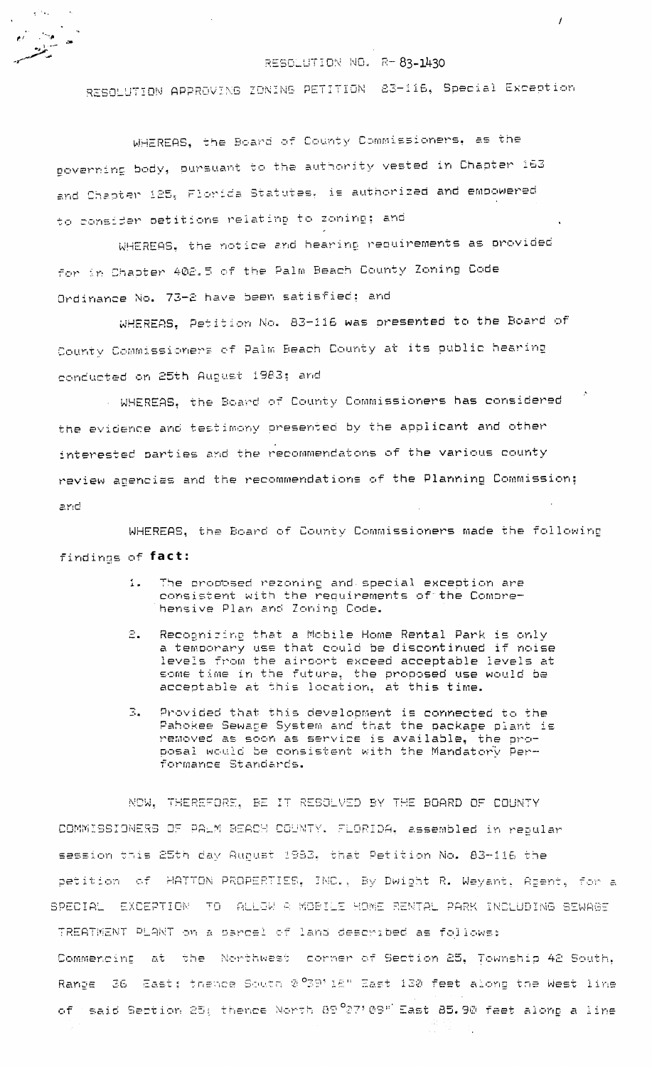RESOLUTION NO. R-83-1430

RESOLUTION APPROVING ZONING PETITION 83-116, Special Exception

WHEREAS, the Board of County Commissioners, as the governing body, pursuant to the authority vested in Chapter 163 and Chapter 125, Florida Statutes, is authorized and empowered to consider petitions relating to zoning; and

WHEREAS, the notice and hearing requirements as provided for in Chapter 402.5 of the Palm Beach County Zoning Code Ordinance No. 73-2 have been satisfied; and

WHEREAS, Petition No. 83-116 was presented to the Board of County Commissioners of Palm Beach County at its public hearing conducted on 25th August 1983; and

WHEREAS, the Board of County Commissioners has considered the evidence and testimony presented by the applicant and other interested parties and the recommendatons of the various county review agencies and the recommendations of the Planning Commission; and

WHEREAS, the Board of County Commissioners made the following findings of **fact:**

1. The proposed rezoning and special exception are consistent with the requirements of the Comprehensive Plan and Zoning Code.
2. Recognizing that a Mobile Home Rental Park is only a temporary use that could be discontinued if noise levels from the airport exceed acceptable levels at some time in the future, the proposed use would be acceptable at this location, at this time.
3. Provided that this development is connected to the Pahokee Sewage System and that the package plant is removed as soon as service is available, the proposal would be consistent with the Mandatory Performance Standards.

NOW, THEREFORE, BE IT RESOLVED BY THE BOARD OF COUNTY COMMISSIONERS OF PALM BEACH COUNTY, FLORIDA, assembled in regular session this 25th day August 1983, that Petition No. 83-116 the petition of HATTON PROPERTIES, INC., By Dwight R. Weyant, Agent, for a SPECIAL EXCEPTION TO ALLOW A MOBILE HOME RENTAL PARK INCLUDING SEWAGE TREATMENT PLANT on a parcel of land described as follows:

Commencing at the Northwest corner of Section 25, Township 42 South, Range 36 East; thence South 0°39'12" East 130 feet along the West line of said Section 25; thence North 89°27'09" East 85.90 feet along a line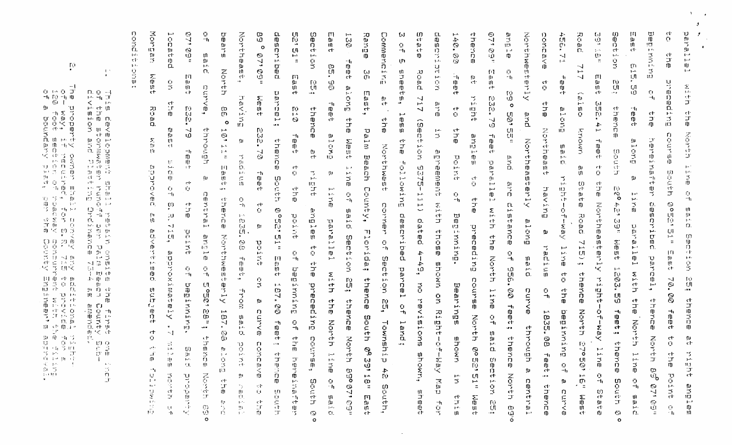parallel with the North line of said Section 25; thence at right angles to the preceding course South 0°52'51" East 70.00 feet to the Point of Beginning of the hereinafter described parcel, thence North 89°07'09" East 615.59 feet along a line parallel with the North line of said Section 25; thence South 82°42'39" West 120.59 feet; thence South 0°39'16" East 352.41 feet to the Northeasterly right-of-way line of State Road 717 (also known as State Road 715); thence North 27°50'16" West 456.71 feet along said right-of-way line to the beginning of a curve concave to the Northeast having a radius of 1835.08 feet; thence Northwesterly and Northeasterly along said curve through a central angle of 29°50'55" and arc distance of 956.00 feet; thence North 89°07'09" East 232.79 feet parallel with the North line of said Section 25; thence at right angles to the preceding course North 0°52'51" West 140.00 feet to the Point of Beginning. Bearings shown in this description are in agreement with those shown on Right-of-Way Map for State Road 717 (Section 9375-111) dated 4-49, no revisions shown, sheet 3 of 5 sheets, less the following described parcel of land;

Commencing at the Northwest corner of Section 25, Township 42 South, Range 36 East, Palm Beach County, Florida; thence South 0°39'16" East 130 feet along the West line of said Section 25; thence North 89°07'09" East 85.90 feet along a line parallel with the North line of said Section 25; thence at right angles to the preceding course, South 0°52'51" East 210 feet to the point of beginning of the hereinafter described parcel; thence South 0°52'51" East 187.00 feet; thence South 89°07'09" West 232.70 feet to a point on a curve concave to the Northeast, having a radius of 1835.08 feet, from said point a radial bears North 86°10'11" East; thence Northwesterly 187.08 along the arc of said curve, through a central angle of 5°50'28"; thence North 89°07'09" East 232.79 feet to the point of beginning. Said property located on the east side of S.R.715, approximately .7 miles north of Morgan West Road was approved as advertised subject to the following conditions:

1. This development shall retain onsite the first one inch of the stormwater runoff per Palm Beach County Subdivision and Platting Ordinance 73-4 as amended.

2. The property owner shall convey any additional right-of-way, if required, for S.R. 715 to provide for a 120 foot section of roadway concurrent with the filing of a boundary plat, per the County Engineer's approval.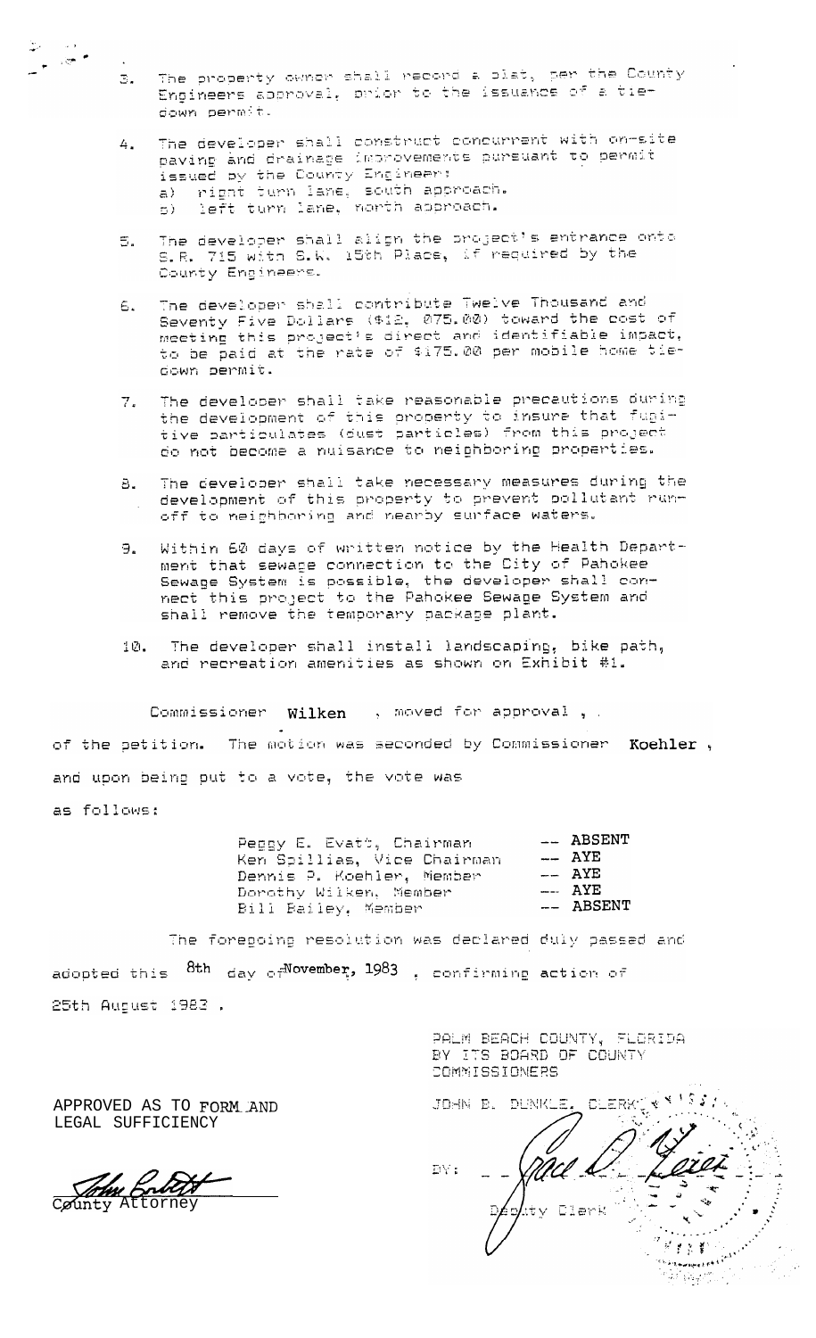3. The property owner shall record a plat, per the County Engineers approval, prior to the issuance of a tie-down permit.

4. The developer shall construct concurrent with on-site paving and drainage improvements pursuant to permit issued by the County Engineer:
   a) right turn lane, south approach.
   b) left turn lane, north approach.

5. The developer shall align the project's entrance onto S.R. 715 with S.W. 15th Place, if required by the County Engineers.

6. The developer shall contribute Twelve Thousand and Seventy Five Dollars ($12,075.00) toward the cost of meeting this project's direct and identifiable impact, to be paid at the rate of $175.00 per mobile home tie-down permit.

7. The developer shall take reasonable precautions during the development of this property to insure that fugitive particulates (dust particles) from this project do not become a nuisance to neighboring properties.

8. The developer shall take necessary measures during the development of this property to prevent pollutant run-off to neighboring and nearby surface waters.

9. Within 60 days of written notice by the Health Department that sewage connection to the City of Pahokee Sewage System is possible, the developer shall connect this project to the Pahokee Sewage System and shall remove the temporary package plant.

10. The developer shall install landscaping, bike path, and recreation amenities as shown on Exhibit #1.

Commissioner **Wilken**, moved for approval of the petition. The motion was seconded by Commissioner **Koehler**, and upon being put to a vote, the vote was as follows:

| | |
|---|---|
| Peggy E. Evatt, Chairman | -- **ABSENT** |
| Ken Spillias, Vice Chairman | -- **AYE** |
| Dennis P. Koehler, Member | -- **AYE** |
| Dorothy Wilken, Member | -- **AYE** |
| Bill Bailey, Member | -- **ABSENT** |

The foregoing resolution was declared duly passed and adopted this **8th** day of **November, 1983**, confirming action of 25th August 1983.

PALM BEACH COUNTY, FLORIDA
BY ITS BOARD OF COUNTY COMMISSIONERS

JOHN B. DUNKLE, CLERK

BY: [signature]
Deputy Clerk

APPROVED AS TO FORM AND LEGAL SUFFICIENCY

[signature]
County Attorney